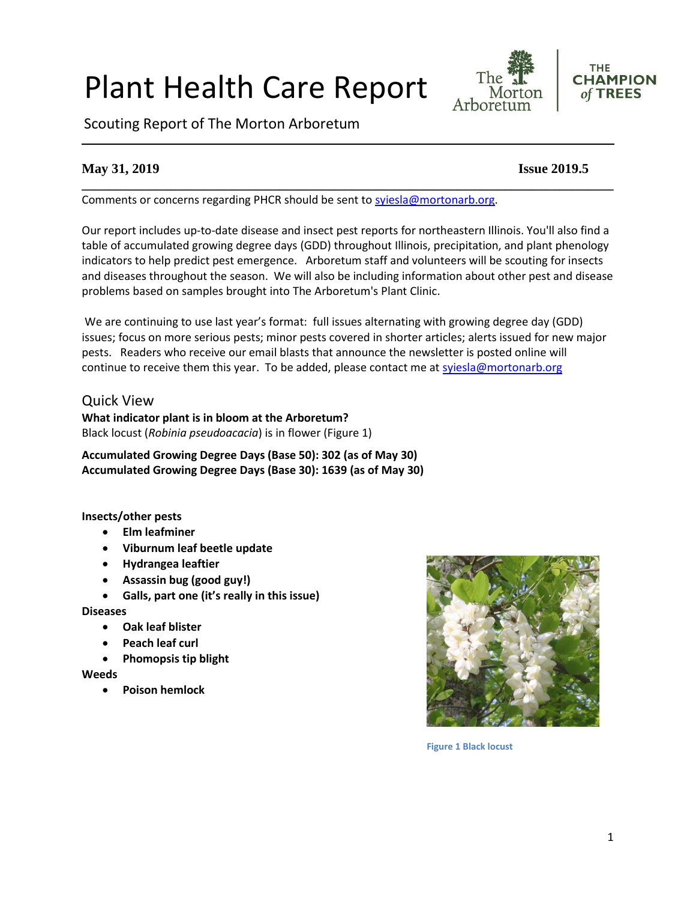# Plant Health Care Report

Scouting Report of The Morton Arboretum

**May 31, 2019** **Issue 2019.5**

Comments or concerns regarding PHCR should be sent to syiesla@mortonarb.org.

Our report includes up-to-date disease and insect pest reports for northeastern Illinois. You'll also find a table of accumulated growing degree days (GDD) throughout Illinois, precipitation, and plant phenology indicators to help predict pest emergence. Arboretum staff and volunteers will be scouting for insects and diseases throughout the season. We will also be including information about other pest and disease problems based on samples brought into The Arboretum's Plant Clinic.

We are continuing to use last year's format: full issues alternating with growing degree day (GDD) issues; focus on more serious pests; minor pests covered in shorter articles; alerts issued for new major pests. Readers who receive our email blasts that announce the newsletter is posted online will continue to receive them this year. To be added, please contact me at syiesla@mortonarb.org

## Quick View

**What indicator plant is in bloom at the Arboretum?**
Black locust (*Robinia pseudoacacia*) is in flower (Figure 1)

**Accumulated Growing Degree Days (Base 50): 302 (as of May 30)**
**Accumulated Growing Degree Days (Base 30): 1639 (as of May 30)**

**Insects/other pests**

- **Elm leafminer**
- **Viburnum leaf beetle update**
- **Hydrangea leaftier**
- **Assassin bug (good guy!)**
- **Galls, part one (it's really in this issue)**

**Diseases**

- **Oak leaf blister**
- **Peach leaf curl**
- **Phomopsis tip blight**

**Weeds**

- **Poison hemlock**

Figure 1 Black locust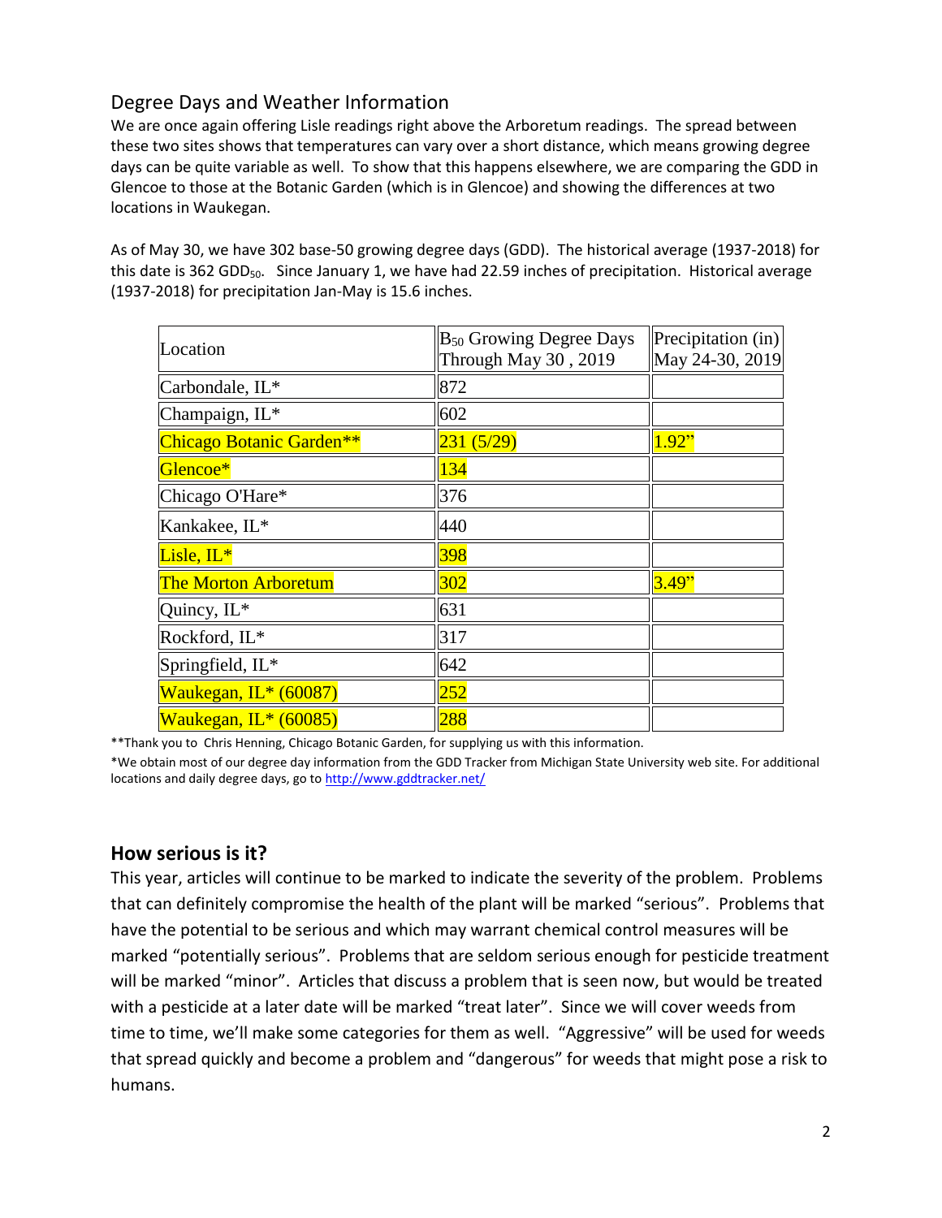## Degree Days and Weather Information

We are once again offering Lisle readings right above the Arboretum readings. The spread between these two sites shows that temperatures can vary over a short distance, which means growing degree days can be quite variable as well. To show that this happens elsewhere, we are comparing the GDD in Glencoe to those at the Botanic Garden (which is in Glencoe) and showing the differences at two locations in Waukegan.

As of May 30, we have 302 base-50 growing degree days (GDD). The historical average (1937-2018) for this date is 362 $GDD_{50}$. Since January 1, we have had 22.59 inches of precipitation. Historical average (1937-2018) for precipitation Jan-May is 15.6 inches.

| Location | $B_{50}$ Growing Degree Days Through May 30 , 2019 | Precipitation (in) May 24-30, 2019 |
|---|---|---|
| Carbondale, IL* | 872 | |
| Champaign, IL* | 602 | |
| Chicago Botanic Garden** | 231 (5/29) | 1.92" |
| Glencoe* | 134 | |
| Chicago O'Hare* | 376 | |
| Kankakee, IL* | 440 | |
| Lisle, IL* | 398 | |
| The Morton Arboretum | 302 | 3.49" |
| Quincy, IL* | 631 | |
| Rockford, IL* | 317 | |
| Springfield, IL* | 642 | |
| Waukegan, IL* (60087) | 252 | |
| Waukegan, IL* (60085) | 288 | |

**Thank you to Chris Henning, Chicago Botanic Garden, for supplying us with this information.

*We obtain most of our degree day information from the GDD Tracker from Michigan State University web site. For additional locations and daily degree days, go to http://www.gddtracker.net/

## How serious is it?

This year, articles will continue to be marked to indicate the severity of the problem. Problems that can definitely compromise the health of the plant will be marked "serious". Problems that have the potential to be serious and which may warrant chemical control measures will be marked "potentially serious". Problems that are seldom serious enough for pesticide treatment will be marked "minor". Articles that discuss a problem that is seen now, but would be treated with a pesticide at a later date will be marked "treat later". Since we will cover weeds from time to time, we'll make some categories for them as well. "Aggressive" will be used for weeds that spread quickly and become a problem and "dangerous" for weeds that might pose a risk to humans.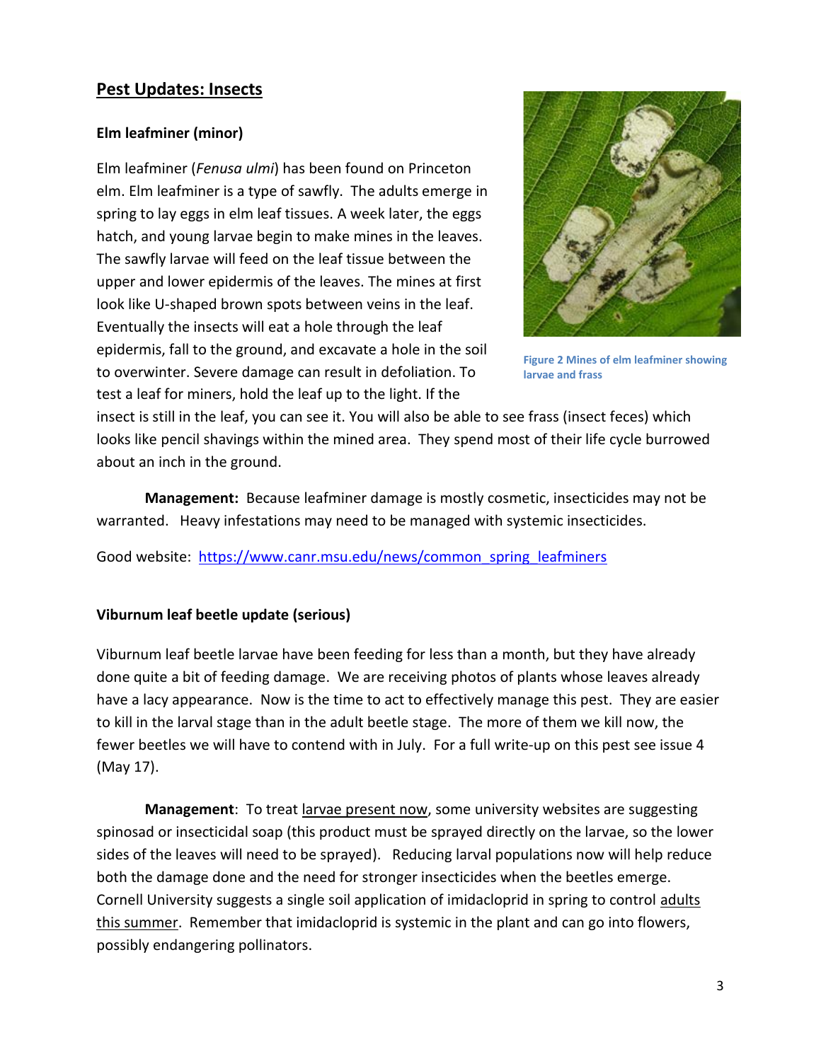## Pest Updates: Insects

### Elm leafminer (minor)

Elm leafminer (*Fenusa ulmi*) has been found on Princeton elm. Elm leafminer is a type of sawfly. The adults emerge in spring to lay eggs in elm leaf tissues. A week later, the eggs hatch, and young larvae begin to make mines in the leaves. The sawfly larvae will feed on the leaf tissue between the upper and lower epidermis of the leaves. The mines at first look like U-shaped brown spots between veins in the leaf. Eventually the insects will eat a hole through the leaf epidermis, fall to the ground, and excavate a hole in the soil to overwinter. Severe damage can result in defoliation. To test a leaf for miners, hold the leaf up to the light. If the insect is still in the leaf, you can see it. You will also be able to see frass (insect feces) which looks like pencil shavings within the mined area. They spend most of their life cycle burrowed about an inch in the ground.

Figure 2 Mines of elm leafminer showing larvae and frass

**Management:** Because leafminer damage is mostly cosmetic, insecticides may not be warranted. Heavy infestations may need to be managed with systemic insecticides.

Good website: https://www.canr.msu.edu/news/common_spring_leafminers

### Viburnum leaf beetle update (serious)

Viburnum leaf beetle larvae have been feeding for less than a month, but they have already done quite a bit of feeding damage. We are receiving photos of plants whose leaves already have a lacy appearance. Now is the time to act to effectively manage this pest. They are easier to kill in the larval stage than in the adult beetle stage. The more of them we kill now, the fewer beetles we will have to contend with in July. For a full write-up on this pest see issue 4 (May 17).

**Management**: To treat larvae present now, some university websites are suggesting spinosad or insecticidal soap (this product must be sprayed directly on the larvae, so the lower sides of the leaves will need to be sprayed). Reducing larval populations now will help reduce both the damage done and the need for stronger insecticides when the beetles emerge. Cornell University suggests a single soil application of imidacloprid in spring to control adults this summer. Remember that imidacloprid is systemic in the plant and can go into flowers, possibly endangering pollinators.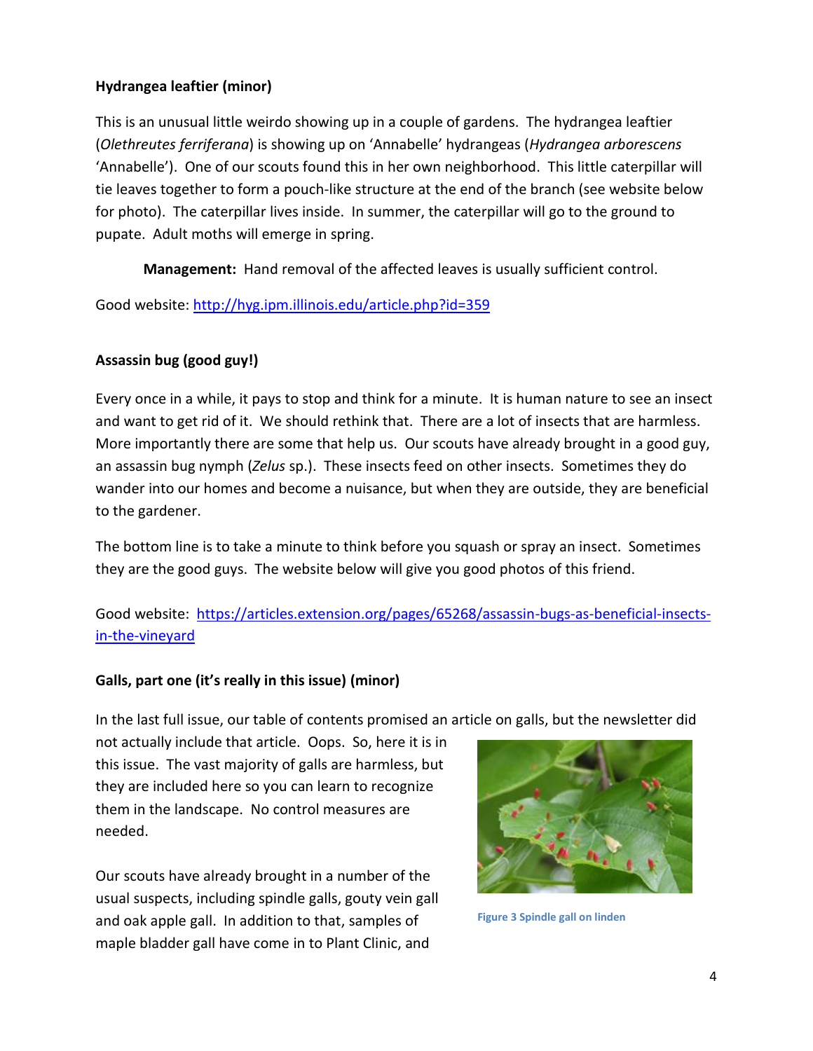**Hydrangea leaftier (minor)**

This is an unusual little weirdo showing up in a couple of gardens. The hydrangea leaftier (*Olethreutes ferriferana*) is showing up on 'Annabelle' hydrangeas (*Hydrangea arborescens* 'Annabelle'). One of our scouts found this in her own neighborhood. This little caterpillar will tie leaves together to form a pouch-like structure at the end of the branch (see website below for photo). The caterpillar lives inside. In summer, the caterpillar will go to the ground to pupate. Adult moths will emerge in spring.

**Management:** Hand removal of the affected leaves is usually sufficient control.

Good website: http://hyg.ipm.illinois.edu/article.php?id=359

**Assassin bug (good guy!)**

Every once in a while, it pays to stop and think for a minute. It is human nature to see an insect and want to get rid of it. We should rethink that. There are a lot of insects that are harmless. More importantly there are some that help us. Our scouts have already brought in a good guy, an assassin bug nymph (*Zelus* sp.). These insects feed on other insects. Sometimes they do wander into our homes and become a nuisance, but when they are outside, they are beneficial to the gardener.

The bottom line is to take a minute to think before you squash or spray an insect. Sometimes they are the good guys. The website below will give you good photos of this friend.

Good website: https://articles.extension.org/pages/65268/assassin-bugs-as-beneficial-insects-in-the-vineyard

**Galls, part one (it's really in this issue) (minor)**

In the last full issue, our table of contents promised an article on galls, but the newsletter did not actually include that article. Oops. So, here it is in this issue. The vast majority of galls are harmless, but they are included here so you can learn to recognize them in the landscape. No control measures are needed.

Figure 3 Spindle gall on linden

Our scouts have already brought in a number of the usual suspects, including spindle galls, gouty vein gall and oak apple gall. In addition to that, samples of maple bladder gall have come in to Plant Clinic, and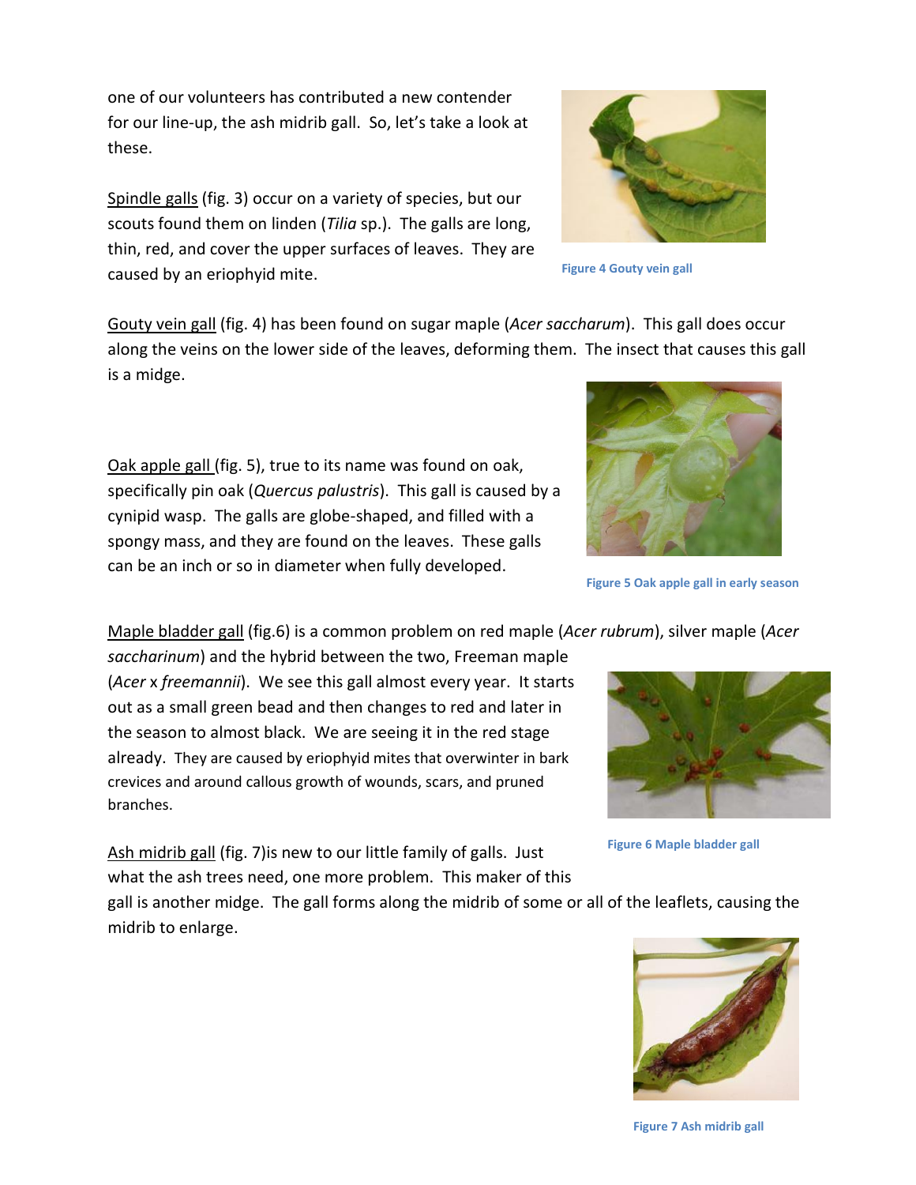one of our volunteers has contributed a new contender for our line-up, the ash midrib gall. So, let's take a look at these.

Spindle galls (fig. 3) occur on a variety of species, but our scouts found them on linden (*Tilia* sp.). The galls are long, thin, red, and cover the upper surfaces of leaves. They are caused by an eriophyid mite.

Figure 4 Gouty vein gall

Gouty vein gall (fig. 4) has been found on sugar maple (*Acer saccharum*). This gall does occur along the veins on the lower side of the leaves, deforming them. The insect that causes this gall is a midge.

Oak apple gall (fig. 5), true to its name was found on oak, specifically pin oak (*Quercus palustris*). This gall is caused by a cynipid wasp. The galls are globe-shaped, and filled with a spongy mass, and they are found on the leaves. These galls can be an inch or so in diameter when fully developed.

Figure 5 Oak apple gall in early season

Maple bladder gall (fig.6) is a common problem on red maple (*Acer rubrum*), silver maple (*Acer saccharinum*) and the hybrid between the two, Freeman maple (*Acer* x *freemannii*). We see this gall almost every year. It starts out as a small green bead and then changes to red and later in the season to almost black. We are seeing it in the red stage already. They are caused by eriophyid mites that overwinter in bark crevices and around callous growth of wounds, scars, and pruned branches.

Figure 6 Maple bladder gall

Ash midrib gall (fig. 7)is new to our little family of galls. Just what the ash trees need, one more problem. This maker of this gall is another midge. The gall forms along the midrib of some or all of the leaflets, causing the midrib to enlarge.

Figure 7 Ash midrib gall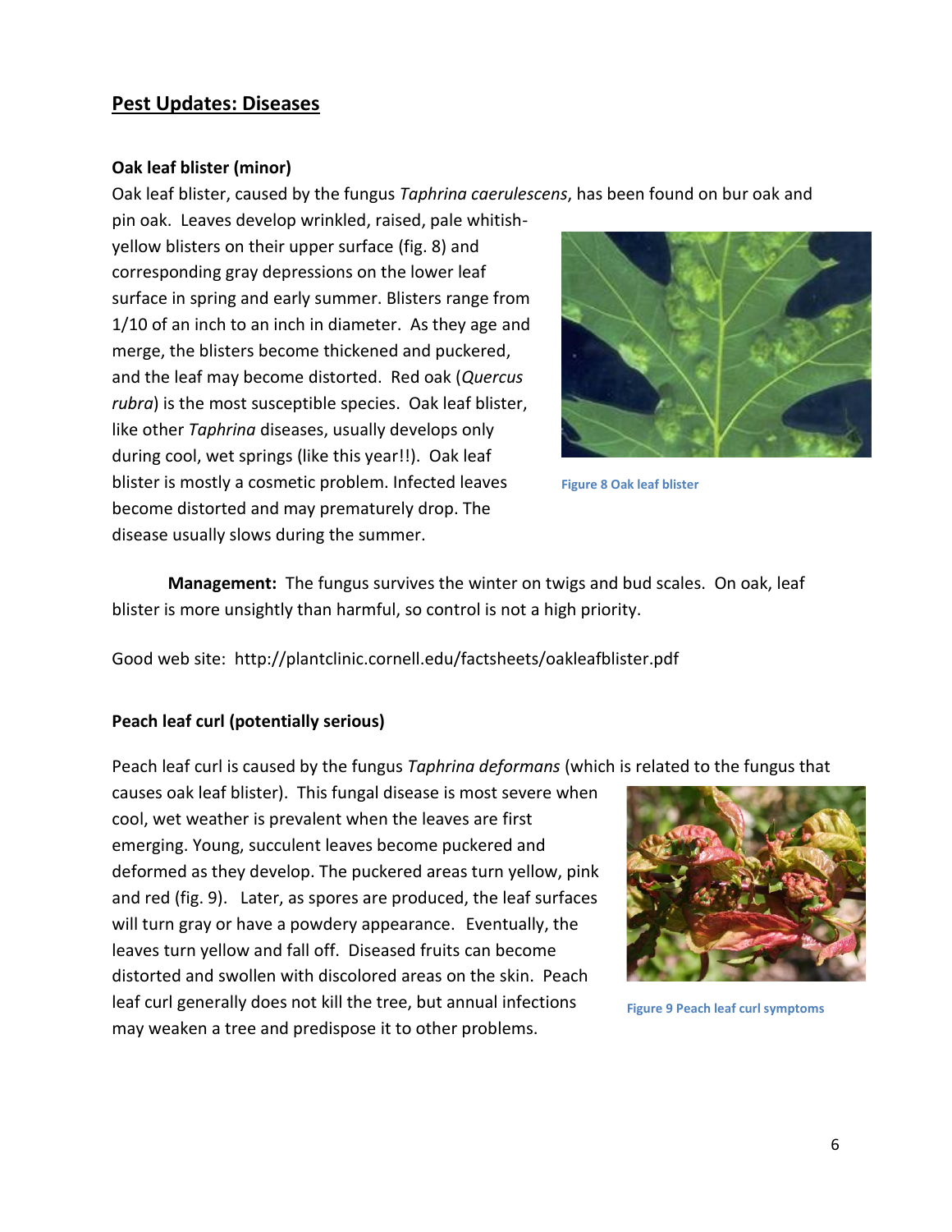## Pest Updates: Diseases

### Oak leaf blister (minor)

Oak leaf blister, caused by the fungus *Taphrina caerulescens*, has been found on bur oak and pin oak. Leaves develop wrinkled, raised, pale whitish-yellow blisters on their upper surface (fig. 8) and corresponding gray depressions on the lower leaf surface in spring and early summer. Blisters range from 1/10 of an inch to an inch in diameter. As they age and merge, the blisters become thickened and puckered, and the leaf may become distorted. Red oak (*Quercus rubra*) is the most susceptible species. Oak leaf blister, like other *Taphrina* diseases, usually develops only during cool, wet springs (like this year!!). Oak leaf blister is mostly a cosmetic problem. Infected leaves become distorted and may prematurely drop. The disease usually slows during the summer.

Figure 8 Oak leaf blister

**Management:** The fungus survives the winter on twigs and bud scales. On oak, leaf blister is more unsightly than harmful, so control is not a high priority.

Good web site: http://plantclinic.cornell.edu/factsheets/oakleafblister.pdf

### Peach leaf curl (potentially serious)

Peach leaf curl is caused by the fungus *Taphrina deformans* (which is related to the fungus that causes oak leaf blister). This fungal disease is most severe when cool, wet weather is prevalent when the leaves are first emerging. Young, succulent leaves become puckered and deformed as they develop. The puckered areas turn yellow, pink and red (fig. 9). Later, as spores are produced, the leaf surfaces will turn gray or have a powdery appearance. Eventually, the leaves turn yellow and fall off. Diseased fruits can become distorted and swollen with discolored areas on the skin. Peach leaf curl generally does not kill the tree, but annual infections may weaken a tree and predispose it to other problems.

Figure 9 Peach leaf curl symptoms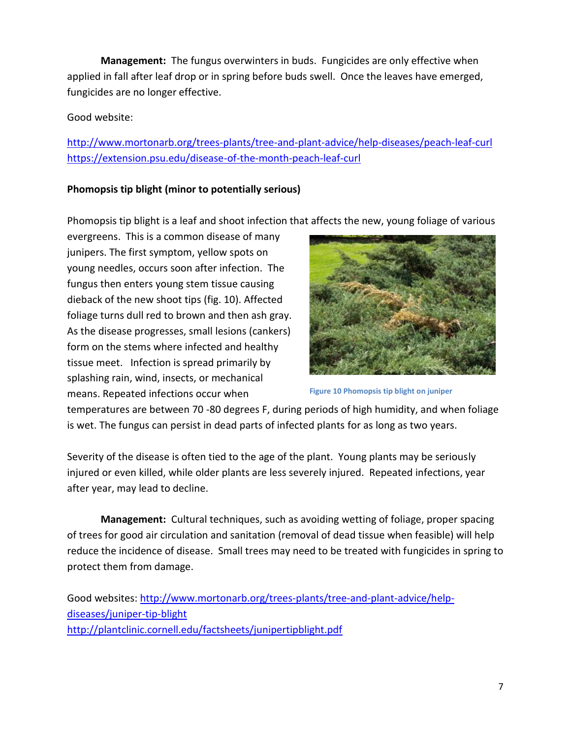**Management:** The fungus overwinters in buds. Fungicides are only effective when applied in fall after leaf drop or in spring before buds swell. Once the leaves have emerged, fungicides are no longer effective.

Good website:

http://www.mortonarb.org/trees-plants/tree-and-plant-advice/help-diseases/peach-leaf-curl
https://extension.psu.edu/disease-of-the-month-peach-leaf-curl

**Phomopsis tip blight (minor to potentially serious)**

Phomopsis tip blight is a leaf and shoot infection that affects the new, young foliage of various evergreens. This is a common disease of many junipers. The first symptom, yellow spots on young needles, occurs soon after infection. The fungus then enters young stem tissue causing dieback of the new shoot tips (fig. 10). Affected foliage turns dull red to brown and then ash gray. As the disease progresses, small lesions (cankers) form on the stems where infected and healthy tissue meet. Infection is spread primarily by splashing rain, wind, insects, or mechanical means. Repeated infections occur when temperatures are between 70 -80 degrees F, during periods of high humidity, and when foliage is wet. The fungus can persist in dead parts of infected plants for as long as two years.

Figure 10 Phomopsis tip blight on juniper

Severity of the disease is often tied to the age of the plant. Young plants may be seriously injured or even killed, while older plants are less severely injured. Repeated infections, year after year, may lead to decline.

**Management:** Cultural techniques, such as avoiding wetting of foliage, proper spacing of trees for good air circulation and sanitation (removal of dead tissue when feasible) will help reduce the incidence of disease. Small trees may need to be treated with fungicides in spring to protect them from damage.

Good websites: http://www.mortonarb.org/trees-plants/tree-and-plant-advice/help-diseases/juniper-tip-blight
http://plantclinic.cornell.edu/factsheets/junipertipblight.pdf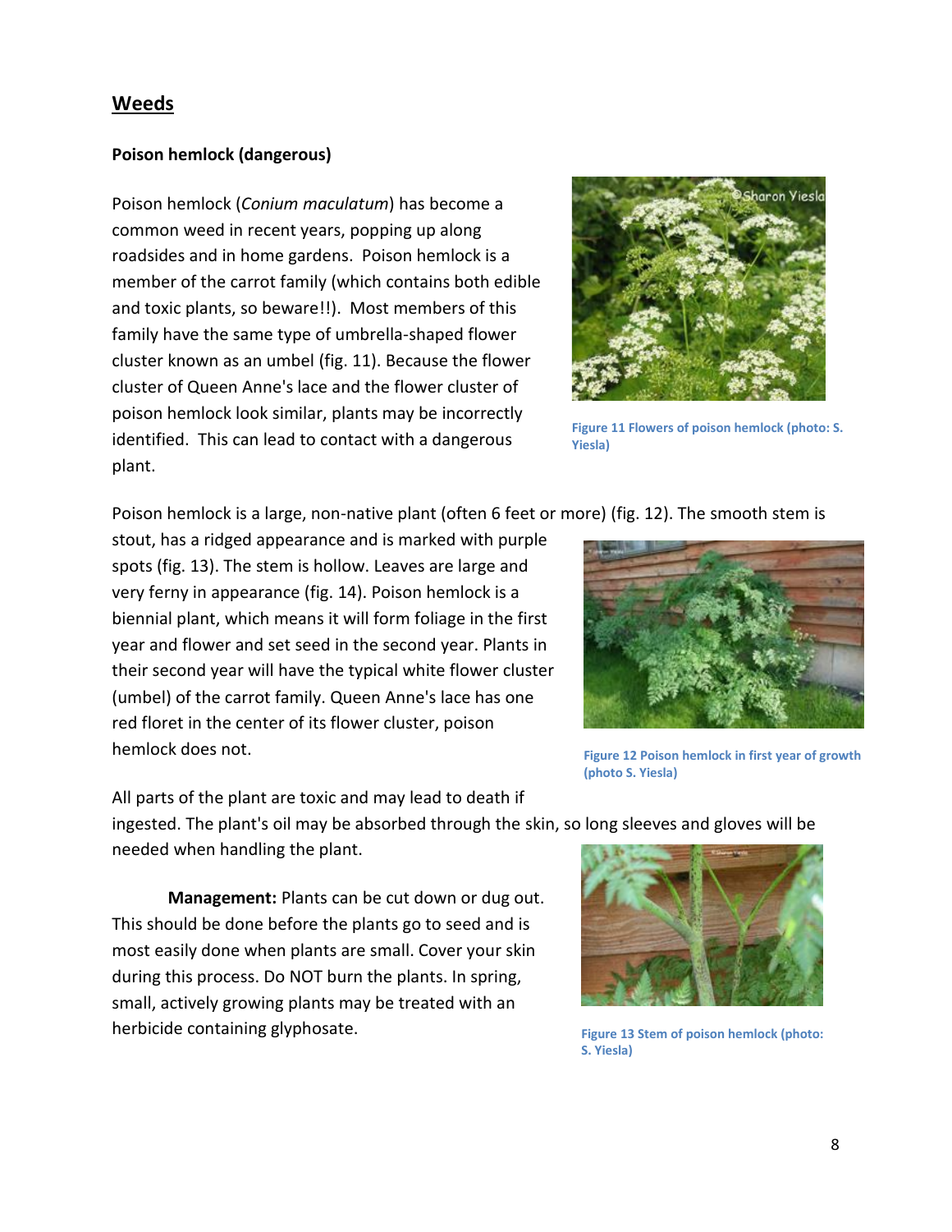## Weeds

### Poison hemlock (dangerous)

Poison hemlock (*Conium maculatum*) has become a common weed in recent years, popping up along roadsides and in home gardens. Poison hemlock is a member of the carrot family (which contains both edible and toxic plants, so beware!!). Most members of this family have the same type of umbrella-shaped flower cluster known as an umbel (fig. 11). Because the flower cluster of Queen Anne's lace and the flower cluster of poison hemlock look similar, plants may be incorrectly identified. This can lead to contact with a dangerous plant.

Figure 11 Flowers of poison hemlock (photo: S. Yiesla)

Poison hemlock is a large, non-native plant (often 6 feet or more) (fig. 12). The smooth stem is stout, has a ridged appearance and is marked with purple spots (fig. 13). The stem is hollow. Leaves are large and very ferny in appearance (fig. 14). Poison hemlock is a biennial plant, which means it will form foliage in the first year and flower and set seed in the second year. Plants in their second year will have the typical white flower cluster (umbel) of the carrot family. Queen Anne's lace has one red floret in the center of its flower cluster, poison hemlock does not.

Figure 12 Poison hemlock in first year of growth (photo S. Yiesla)

All parts of the plant are toxic and may lead to death if ingested. The plant's oil may be absorbed through the skin, so long sleeves and gloves will be needed when handling the plant.

**Management:** Plants can be cut down or dug out. This should be done before the plants go to seed and is most easily done when plants are small. Cover your skin during this process. Do NOT burn the plants. In spring, small, actively growing plants may be treated with an herbicide containing glyphosate.

Figure 13 Stem of poison hemlock (photo: S. Yiesla)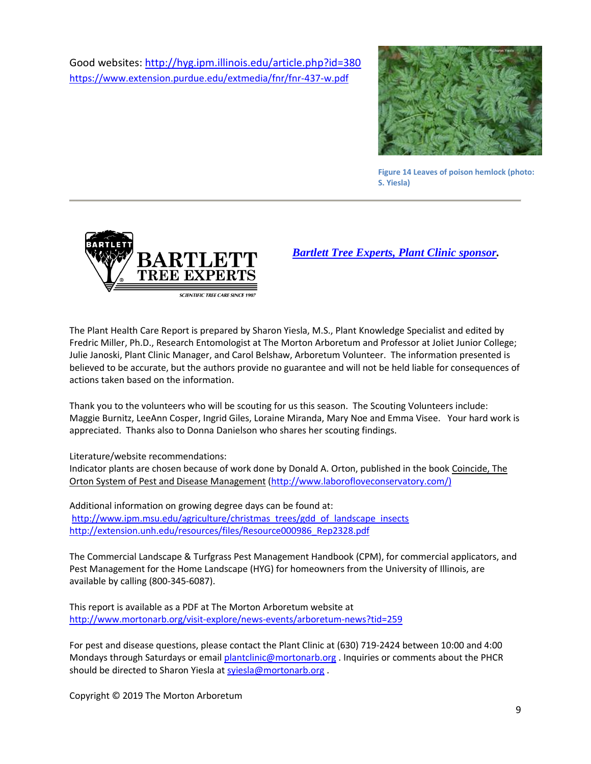Good websites: http://hyg.ipm.illinois.edu/article.php?id=380
https://www.extension.purdue.edu/extmedia/fnr/fnr-437-w.pdf

Figure 14 Leaves of poison hemlock (photo: S. Yiesla)

---

***Bartlett Tree Experts, Plant Clinic sponsor.***

The Plant Health Care Report is prepared by Sharon Yiesla, M.S., Plant Knowledge Specialist and edited by Fredric Miller, Ph.D., Research Entomologist at The Morton Arboretum and Professor at Joliet Junior College; Julie Janoski, Plant Clinic Manager, and Carol Belshaw, Arboretum Volunteer. The information presented is believed to be accurate, but the authors provide no guarantee and will not be held liable for consequences of actions taken based on the information.

Thank you to the volunteers who will be scouting for us this season. The Scouting Volunteers include: Maggie Burnitz, LeeAnn Cosper, Ingrid Giles, Loraine Miranda, Mary Noe and Emma Visee. Your hard work is appreciated. Thanks also to Donna Danielson who shares her scouting findings.

Literature/website recommendations:
Indicator plants are chosen because of work done by Donald A. Orton, published in the book Coincide, The Orton System of Pest and Disease Management (http://www.laboroflovecontinues.com/)

Additional information on growing degree days can be found at:
http://www.ipm.msu.edu/agriculture/christmas_trees/gdd_of_landscape_insects
http://extension.unh.edu/resources/files/Resource000986_Rep2328.pdf

The Commercial Landscape & Turfgrass Pest Management Handbook (CPM), for commercial applicators, and Pest Management for the Home Landscape (HYG) for homeowners from the University of Illinois, are available by calling (800-345-6087).

This report is available as a PDF at The Morton Arboretum website at
http://www.mortonarb.org/visit-explore/news-events/arboretum-news?tid=259

For pest and disease questions, please contact the Plant Clinic at (630) 719-2424 between 10:00 and 4:00 Mondays through Saturdays or email plantclinic@mortonarb.org . Inquiries or comments about the PHCR should be directed to Sharon Yiesla at syiesla@mortonarb.org .

Copyright © 2019 The Morton Arboretum